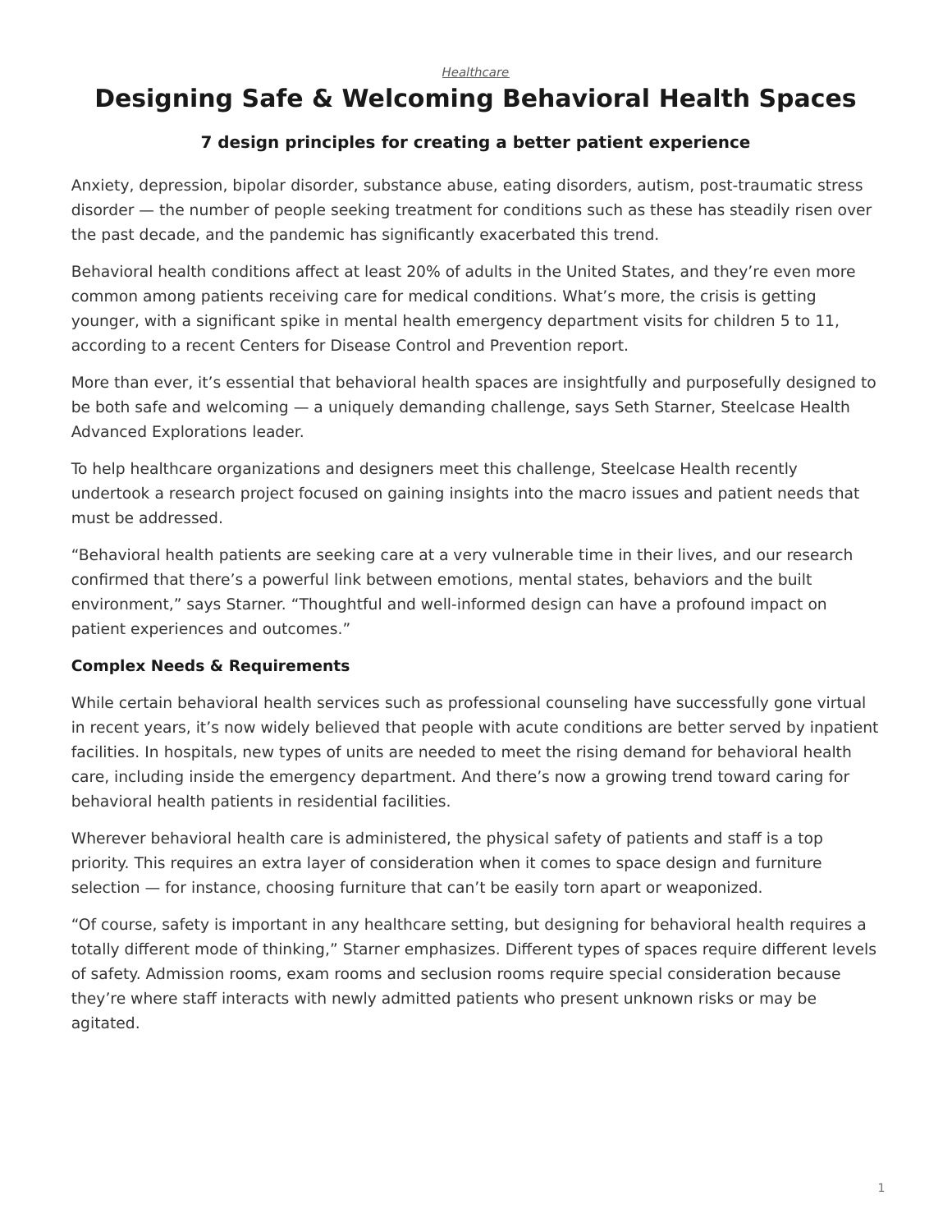*Healthcare*

# Designing Safe & Welcoming Behavioral Health Spaces

### 7 design principles for creating a better patient experience

Anxiety, depression, bipolar disorder, substance abuse, eating disorders, autism, post-traumatic stress disorder — the number of people seeking treatment for conditions such as these has steadily risen over the past decade, and the pandemic has significantly exacerbated this trend.

Behavioral health conditions affect at least 20% of adults in the United States, and they're even more common among patients receiving care for medical conditions. What's more, the crisis is getting younger, with a significant spike in mental health emergency department visits for children 5 to 11, according to a recent Centers for Disease Control and Prevention report.

More than ever, it's essential that behavioral health spaces are insightfully and purposefully designed to be both safe and welcoming — a uniquely demanding challenge, says Seth Starner, Steelcase Health Advanced Explorations leader.

To help healthcare organizations and designers meet this challenge, Steelcase Health recently undertook a research project focused on gaining insights into the macro issues and patient needs that must be addressed.

"Behavioral health patients are seeking care at a very vulnerable time in their lives, and our research confirmed that there's a powerful link between emotions, mental states, behaviors and the built environment," says Starner. "Thoughtful and well-informed design can have a profound impact on patient experiences and outcomes."

**Complex Needs & Requirements**

While certain behavioral health services such as professional counseling have successfully gone virtual in recent years, it's now widely believed that people with acute conditions are better served by inpatient facilities. In hospitals, new types of units are needed to meet the rising demand for behavioral health care, including inside the emergency department. And there's now a growing trend toward caring for behavioral health patients in residential facilities.

Wherever behavioral health care is administered, the physical safety of patients and staff is a top priority. This requires an extra layer of consideration when it comes to space design and furniture selection — for instance, choosing furniture that can't be easily torn apart or weaponized.

"Of course, safety is important in any healthcare setting, but designing for behavioral health requires a totally different mode of thinking," Starner emphasizes. Different types of spaces require different levels of safety. Admission rooms, exam rooms and seclusion rooms require special consideration because they're where staff interacts with newly admitted patients who present unknown risks or may be agitated.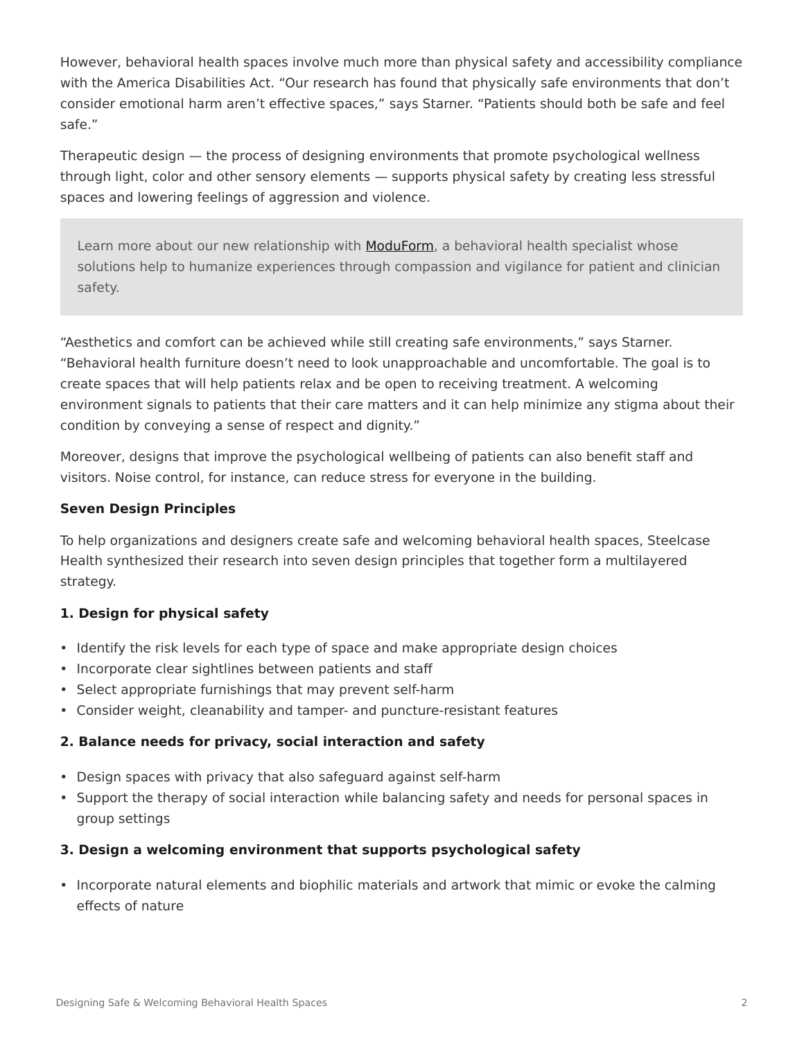However, behavioral health spaces involve much more than physical safety and accessibility compliance with the America Disabilities Act. “Our research has found that physically safe environments that don’t consider emotional harm aren’t effective spaces,” says Starner. “Patients should both be safe and feel safe.”

Therapeutic design — the process of designing environments that promote psychological wellness through light, color and other sensory elements — supports physical safety by creating less stressful spaces and lowering feelings of aggression and violence.

> Learn more about our new relationship with ModuForm, a behavioral health specialist whose solutions help to humanize experiences through compassion and vigilance for patient and clinician safety.

“Aesthetics and comfort can be achieved while still creating safe environments,” says Starner. “Behavioral health furniture doesn’t need to look unapproachable and uncomfortable. The goal is to create spaces that will help patients relax and be open to receiving treatment. A welcoming environment signals to patients that their care matters and it can help minimize any stigma about their condition by conveying a sense of respect and dignity.”

Moreover, designs that improve the psychological wellbeing of patients can also benefit staff and visitors. Noise control, for instance, can reduce stress for everyone in the building.

**Seven Design Principles**

To help organizations and designers create safe and welcoming behavioral health spaces, Steelcase Health synthesized their research into seven design principles that together form a multilayered strategy.

**1. Design for physical safety**

- Identify the risk levels for each type of space and make appropriate design choices
- Incorporate clear sightlines between patients and staff
- Select appropriate furnishings that may prevent self-harm
- Consider weight, cleanability and tamper- and puncture-resistant features

**2. Balance needs for privacy, social interaction and safety**

- Design spaces with privacy that also safeguard against self-harm
- Support the therapy of social interaction while balancing safety and needs for personal spaces in group settings

**3. Design a welcoming environment that supports psychological safety**

- Incorporate natural elements and biophilic materials and artwork that mimic or evoke the calming effects of nature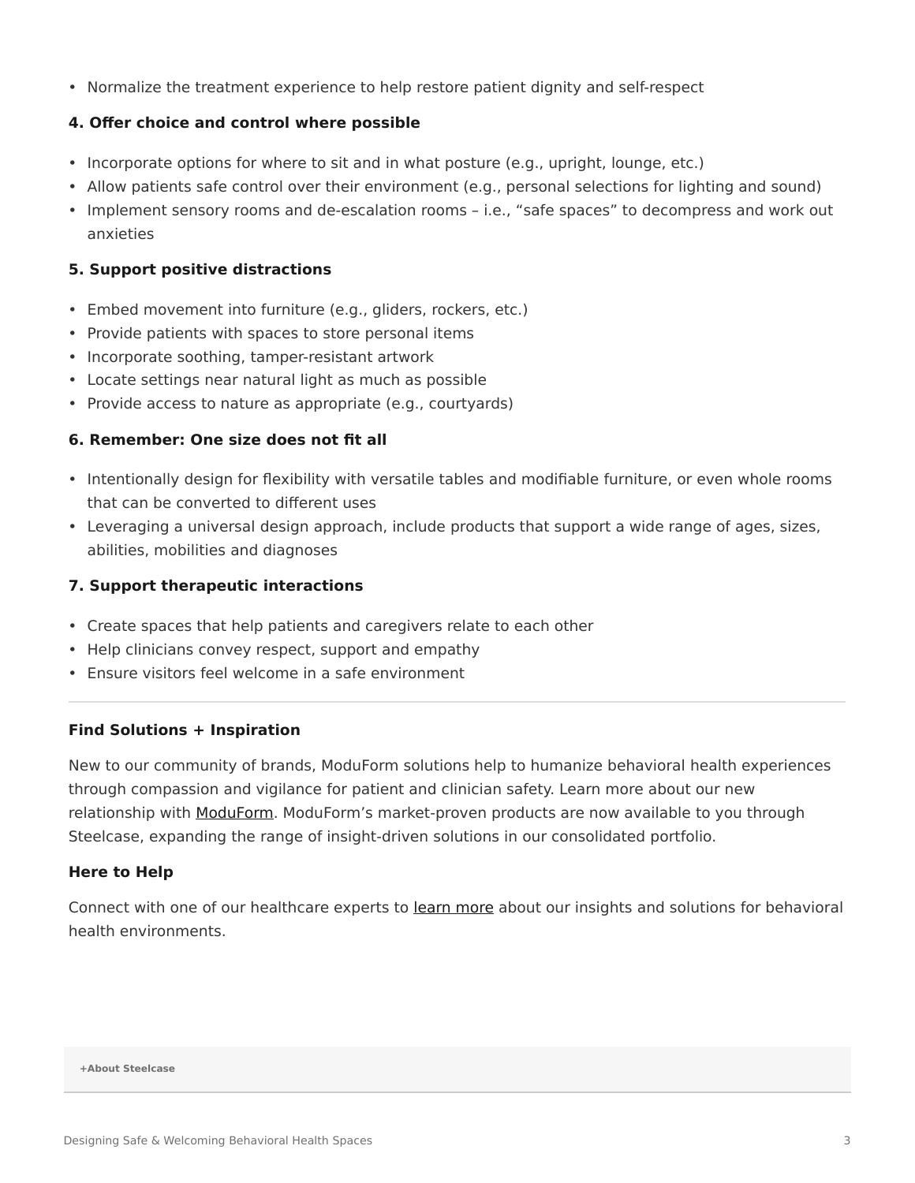- Normalize the treatment experience to help restore patient dignity and self-respect

**4. Offer choice and control where possible**

- Incorporate options for where to sit and in what posture (e.g., upright, lounge, etc.)
- Allow patients safe control over their environment (e.g., personal selections for lighting and sound)
- Implement sensory rooms and de-escalation rooms – i.e., "safe spaces" to decompress and work out anxieties

**5. Support positive distractions**

- Embed movement into furniture (e.g., gliders, rockers, etc.)
- Provide patients with spaces to store personal items
- Incorporate soothing, tamper-resistant artwork
- Locate settings near natural light as much as possible
- Provide access to nature as appropriate (e.g., courtyards)

**6. Remember: One size does not fit all**

- Intentionally design for flexibility with versatile tables and modifiable furniture, or even whole rooms that can be converted to different uses
- Leveraging a universal design approach, include products that support a wide range of ages, sizes, abilities, mobilities and diagnoses

**7. Support therapeutic interactions**

- Create spaces that help patients and caregivers relate to each other
- Help clinicians convey respect, support and empathy
- Ensure visitors feel welcome in a safe environment

---

**Find Solutions + Inspiration**

New to our community of brands, ModuForm solutions help to humanize behavioral health experiences through compassion and vigilance for patient and clinician safety. Learn more about our new relationship with ModuForm. ModuForm's market-proven products are now available to you through Steelcase, expanding the range of insight-driven solutions in our consolidated portfolio.

**Here to Help**

Connect with one of our healthcare experts to learn more about our insights and solutions for behavioral health environments.

**+About Steelcase**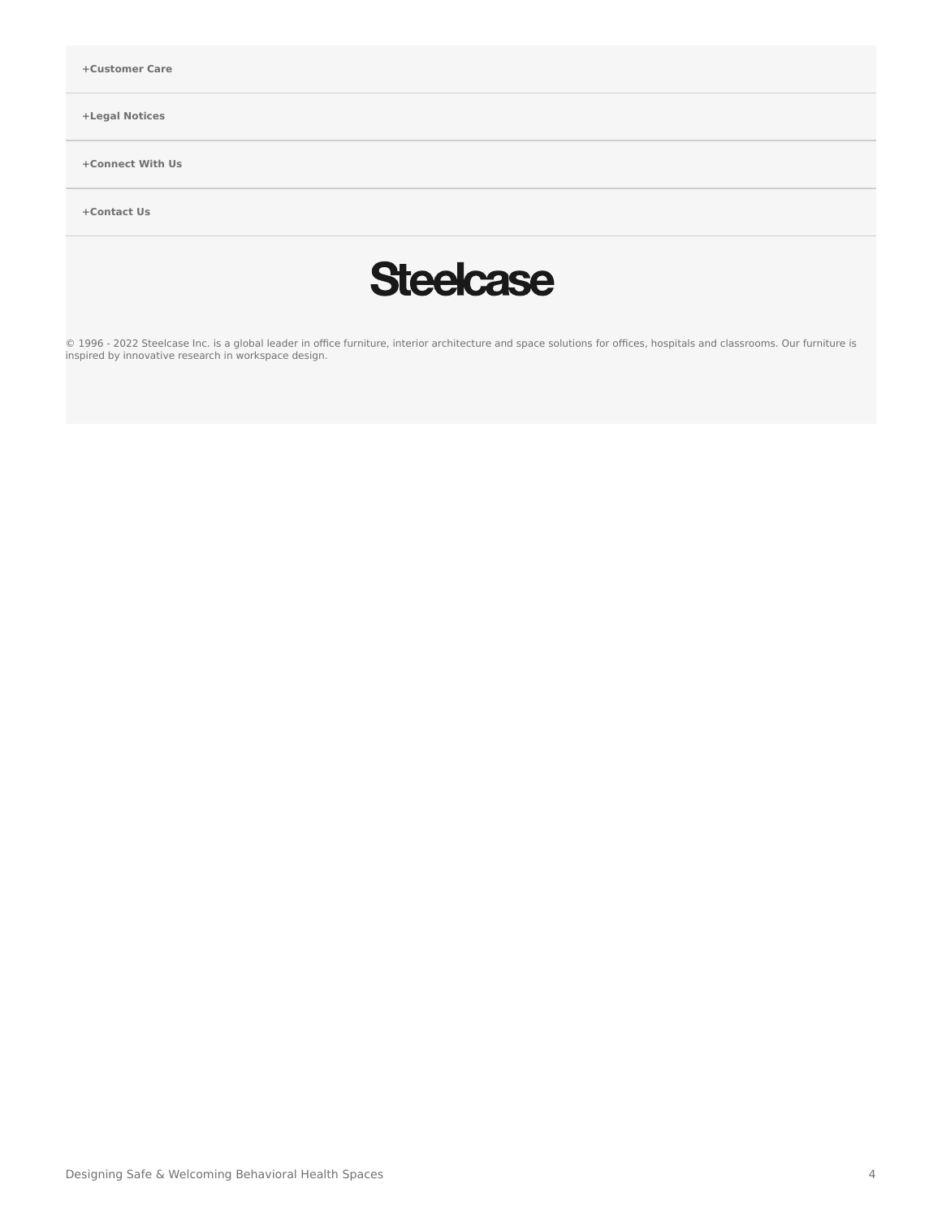**+Customer Care**

**+Legal Notices**

**+Connect With Us**

**+Contact Us**

Steelcase

© 1996 - 2022 Steelcase Inc. is a global leader in office furniture, interior architecture and space solutions for offices, hospitals and classrooms. Our furniture is inspired by innovative research in workspace design.